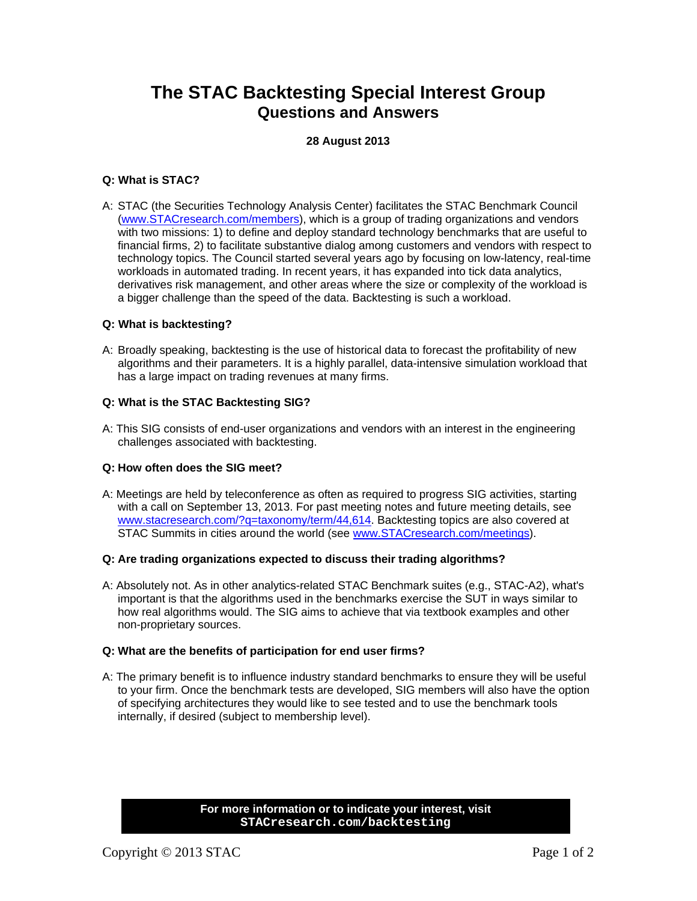# The STAC Backtesting Special Interest Group
## Questions and Answers

**28 August 2013**

**Q: What is STAC?**

A: STAC (the Securities Technology Analysis Center) facilitates the STAC Benchmark Council (www.STACresearch.com/members), which is a group of trading organizations and vendors with two missions: 1) to define and deploy standard technology benchmarks that are useful to financial firms, 2) to facilitate substantive dialog among customers and vendors with respect to technology topics. The Council started several years ago by focusing on low-latency, real-time workloads in automated trading. In recent years, it has expanded into tick data analytics, derivatives risk management, and other areas where the size or complexity of the workload is a bigger challenge than the speed of the data. Backtesting is such a workload.

**Q: What is backtesting?**

A: Broadly speaking, backtesting is the use of historical data to forecast the profitability of new algorithms and their parameters. It is a highly parallel, data-intensive simulation workload that has a large impact on trading revenues at many firms.

**Q: What is the STAC Backtesting SIG?**

A: This SIG consists of end-user organizations and vendors with an interest in the engineering challenges associated with backtesting.

**Q: How often does the SIG meet?**

A: Meetings are held by teleconference as often as required to progress SIG activities, starting with a call on September 13, 2013. For past meeting notes and future meeting details, see www.stacresearch.com/?q=taxonomy/term/44,614. Backtesting topics are also covered at STAC Summits in cities around the world (see www.STACresearch.com/meetings).

**Q: Are trading organizations expected to discuss their trading algorithms?**

A: Absolutely not. As in other analytics-related STAC Benchmark suites (e.g., STAC-A2), what's important is that the algorithms used in the benchmarks exercise the SUT in ways similar to how real algorithms would. The SIG aims to achieve that via textbook examples and other non-proprietary sources.

**Q: What are the benefits of participation for end user firms?**

A: The primary benefit is to influence industry standard benchmarks to ensure they will be useful to your firm. Once the benchmark tests are developed, SIG members will also have the option of specifying architectures they would like to see tested and to use the benchmark tools internally, if desired (subject to membership level).

**For more information or to indicate your interest, visit**
**STACresearch.com/backtesting**

Copyright © 2013 STAC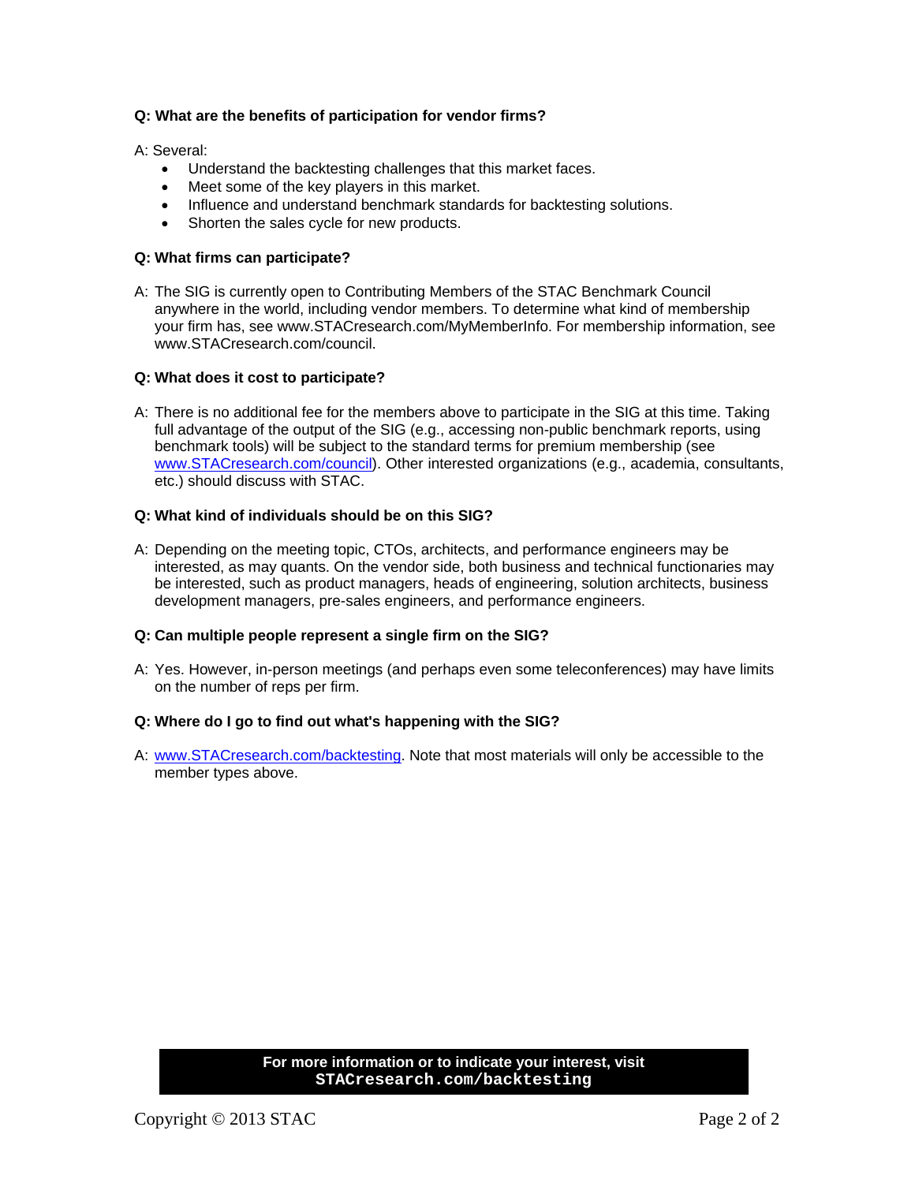**Q: What are the benefits of participation for vendor firms?**

A: Several:

- Understand the backtesting challenges that this market faces.
- Meet some of the key players in this market.
- Influence and understand benchmark standards for backtesting solutions.
- Shorten the sales cycle for new products.

**Q: What firms can participate?**

A: The SIG is currently open to Contributing Members of the STAC Benchmark Council anywhere in the world, including vendor members. To determine what kind of membership your firm has, see www.STACresearch.com/MyMemberInfo. For membership information, see www.STACresearch.com/council.

**Q: What does it cost to participate?**

A: There is no additional fee for the members above to participate in the SIG at this time. Taking full advantage of the output of the SIG (e.g., accessing non-public benchmark reports, using benchmark tools) will be subject to the standard terms for premium membership (see www.STACresearch.com/council). Other interested organizations (e.g., academia, consultants, etc.) should discuss with STAC.

**Q: What kind of individuals should be on this SIG?**

A: Depending on the meeting topic, CTOs, architects, and performance engineers may be interested, as may quants. On the vendor side, both business and technical functionaries may be interested, such as product managers, heads of engineering, solution architects, business development managers, pre-sales engineers, and performance engineers.

**Q: Can multiple people represent a single firm on the SIG?**

A: Yes. However, in-person meetings (and perhaps even some teleconferences) may have limits on the number of reps per firm.

**Q: Where do I go to find out what's happening with the SIG?**

A: www.STACresearch.com/backtesting. Note that most materials will only be accessible to the member types above.

**For more information or to indicate your interest, visit**
**`STACresearch.com/backtesting`**

Copyright © 2013 STAC